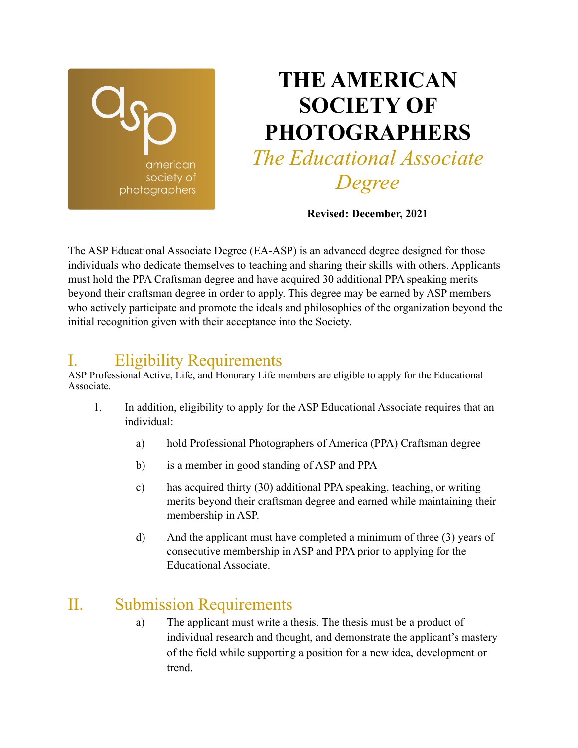# THE AMERICAN SOCIETY OF PHOTOGRAPHERS

## *The Educational Associate Degree*

**Revised: December, 2021**

The ASP Educational Associate Degree (EA-ASP) is an advanced degree designed for those individuals who dedicate themselves to teaching and sharing their skills with others. Applicants must hold the PPA Craftsman degree and have acquired 30 additional PPA speaking merits beyond their craftsman degree in order to apply. This degree may be earned by ASP members who actively participate and promote the ideals and philosophies of the organization beyond the initial recognition given with their acceptance into the Society.

## I. Eligibility Requirements

ASP Professional Active, Life, and Honorary Life members are eligible to apply for the Educational Associate.

1. In addition, eligibility to apply for the ASP Educational Associate requires that an individual:

   a) hold Professional Photographers of America (PPA) Craftsman degree

   b) is a member in good standing of ASP and PPA

   c) has acquired thirty (30) additional PPA speaking, teaching, or writing merits beyond their craftsman degree and earned while maintaining their membership in ASP.

   d) And the applicant must have completed a minimum of three (3) years of consecutive membership in ASP and PPA prior to applying for the Educational Associate.

## II. Submission Requirements

a) The applicant must write a thesis. The thesis must be a product of individual research and thought, and demonstrate the applicant's mastery of the field while supporting a position for a new idea, development or trend.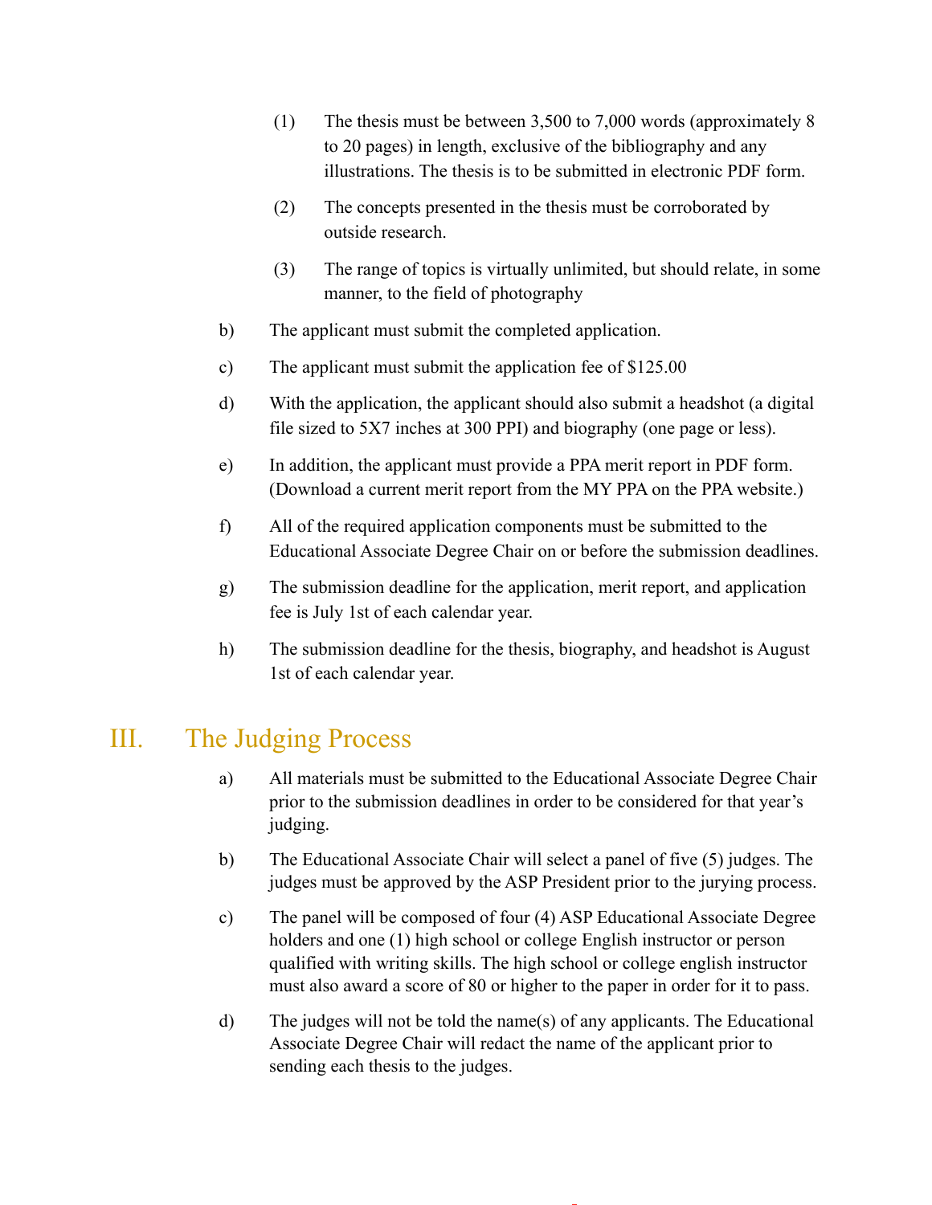(1) The thesis must be between 3,500 to 7,000 words (approximately 8 to 20 pages) in length, exclusive of the bibliography and any illustrations. The thesis is to be submitted in electronic PDF form.

(2) The concepts presented in the thesis must be corroborated by outside research.

(3) The range of topics is virtually unlimited, but should relate, in some manner, to the field of photography

b) The applicant must submit the completed application.

c) The applicant must submit the application fee of $125.00

d) With the application, the applicant should also submit a headshot (a digital file sized to 5X7 inches at 300 PPI) and biography (one page or less).

e) In addition, the applicant must provide a PPA merit report in PDF form. (Download a current merit report from the MY PPA on the PPA website.)

f) All of the required application components must be submitted to the Educational Associate Degree Chair on or before the submission deadlines.

g) The submission deadline for the application, merit report, and application fee is July 1st of each calendar year.

h) The submission deadline for the thesis, biography, and headshot is August 1st of each calendar year.

## III. The Judging Process

a) All materials must be submitted to the Educational Associate Degree Chair prior to the submission deadlines in order to be considered for that year's judging.

b) The Educational Associate Chair will select a panel of five (5) judges. The judges must be approved by the ASP President prior to the jurying process.

c) The panel will be composed of four (4) ASP Educational Associate Degree holders and one (1) high school or college English instructor or person qualified with writing skills. The high school or college english instructor must also award a score of 80 or higher to the paper in order for it to pass.

d) The judges will not be told the name(s) of any applicants. The Educational Associate Degree Chair will redact the name of the applicant prior to sending each thesis to the judges.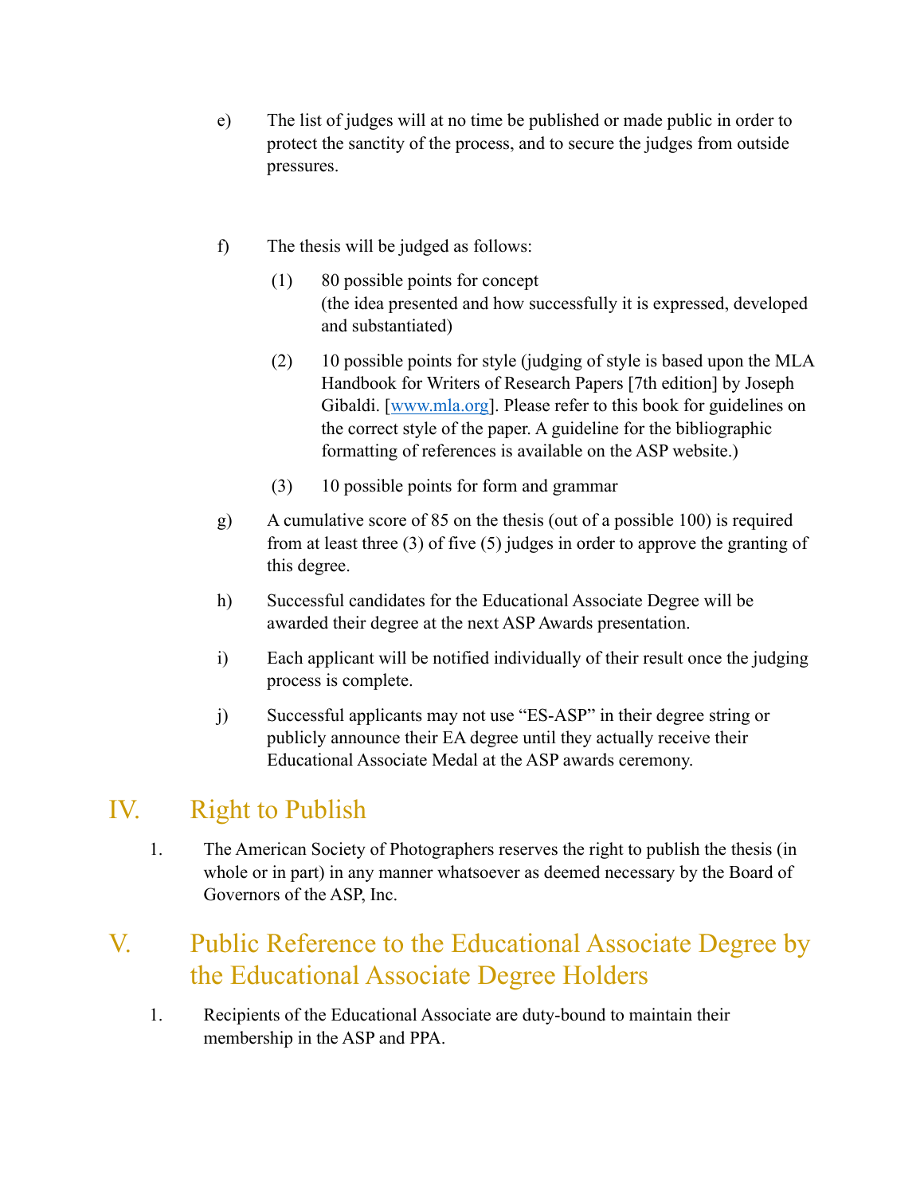e) The list of judges will at no time be published or made public in order to protect the sanctity of the process, and to secure the judges from outside pressures.

f) The thesis will be judged as follows:

   (1) 80 possible points for concept
   (the idea presented and how successfully it is expressed, developed and substantiated)

   (2) 10 possible points for style (judging of style is based upon the MLA Handbook for Writers of Research Papers [7th edition] by Joseph Gibaldi. [www.mla.org]. Please refer to this book for guidelines on the correct style of the paper. A guideline for the bibliographic formatting of references is available on the ASP website.)

   (3) 10 possible points for form and grammar

g) A cumulative score of 85 on the thesis (out of a possible 100) is required from at least three (3) of five (5) judges in order to approve the granting of this degree.

h) Successful candidates for the Educational Associate Degree will be awarded their degree at the next ASP Awards presentation.

i) Each applicant will be notified individually of their result once the judging process is complete.

j) Successful applicants may not use "ES-ASP" in their degree string or publicly announce their EA degree until they actually receive their Educational Associate Medal at the ASP awards ceremony.

## IV. Right to Publish

1. The American Society of Photographers reserves the right to publish the thesis (in whole or in part) in any manner whatsoever as deemed necessary by the Board of Governors of the ASP, Inc.

## V. Public Reference to the Educational Associate Degree by the Educational Associate Degree Holders

1. Recipients of the Educational Associate are duty-bound to maintain their membership in the ASP and PPA.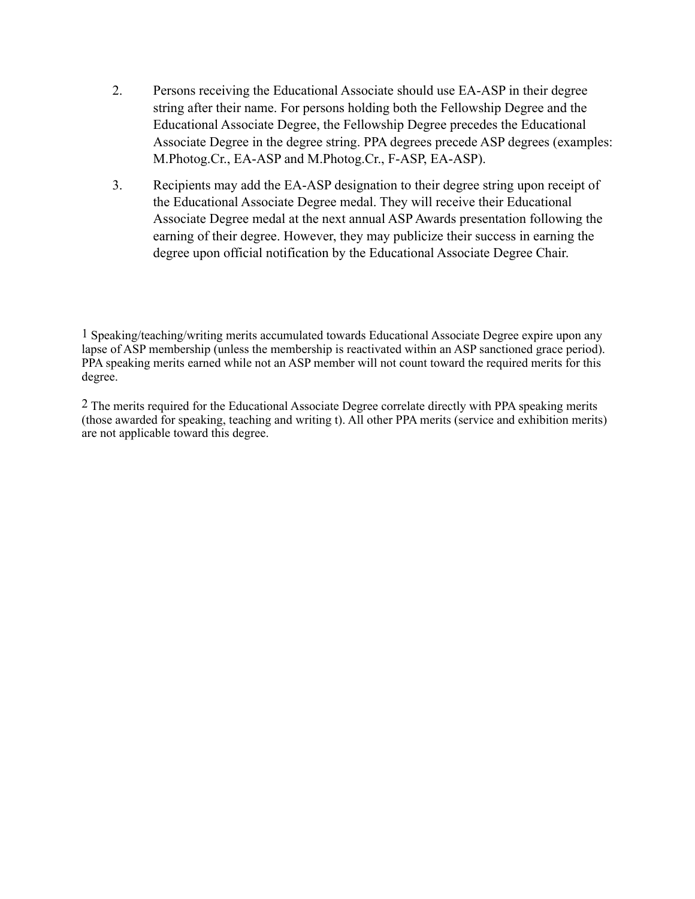2. Persons receiving the Educational Associate should use EA-ASP in their degree string after their name. For persons holding both the Fellowship Degree and the Educational Associate Degree, the Fellowship Degree precedes the Educational Associate Degree in the degree string. PPA degrees precede ASP degrees (examples: M.Photog.Cr., EA-ASP and M.Photog.Cr., F-ASP, EA-ASP).

3. Recipients may add the EA-ASP designation to their degree string upon receipt of the Educational Associate Degree medal. They will receive their Educational Associate Degree medal at the next annual ASP Awards presentation following the earning of their degree. However, they may publicize their success in earning the degree upon official notification by the Educational Associate Degree Chair.

[1] Speaking/teaching/writing merits accumulated towards Educational Associate Degree expire upon any lapse of ASP membership (unless the membership is reactivated within an ASP sanctioned grace period). PPA speaking merits earned while not an ASP member will not count toward the required merits for this degree.

[2] The merits required for the Educational Associate Degree correlate directly with PPA speaking merits (those awarded for speaking, teaching and writing t). All other PPA merits (service and exhibition merits) are not applicable toward this degree.